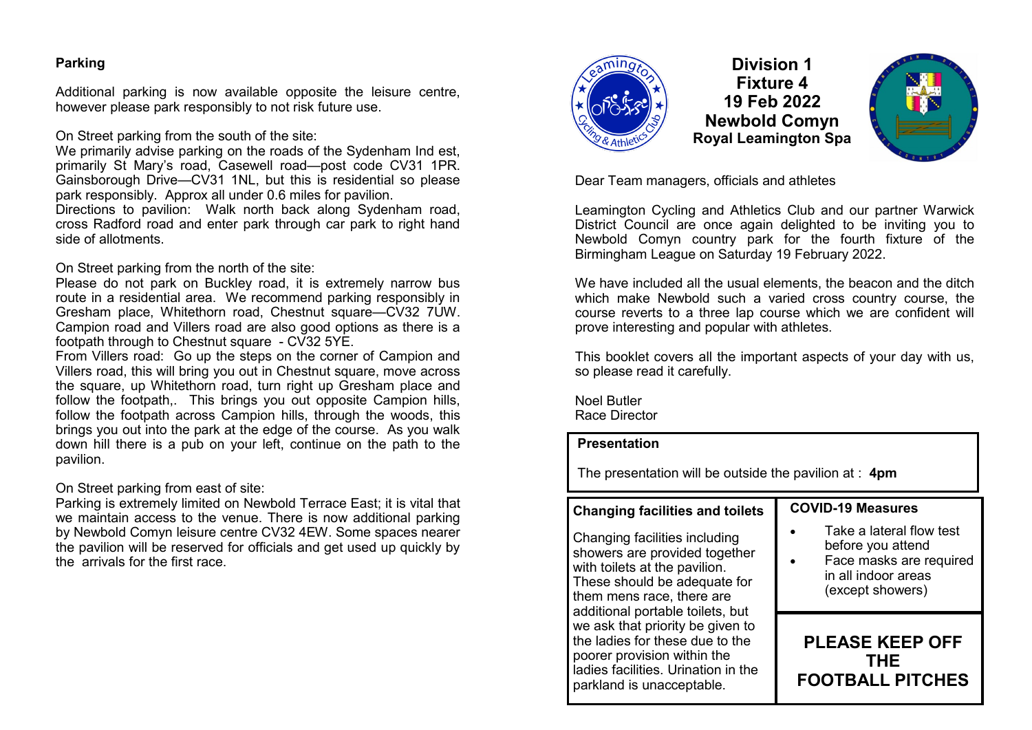## Parking

Additional parking is now available opposite the leisure centre, however please park responsibly to not risk future use.

On Street parking from the south of the site:
We primarily advise parking on the roads of the Sydenham Ind est, primarily St Mary's road, Casewell road—post code CV31 1PR. Gainsborough Drive—CV31 1NL, but this is residential so please park responsibly. Approx all under 0.6 miles for pavilion.
Directions to pavilion: Walk north back along Sydenham road, cross Radford road and enter park through car park to right hand side of allotments.

On Street parking from the north of the site:
Please do not park on Buckley road, it is extremely narrow bus route in a residential area. We recommend parking responsibly in Gresham place, Whitethorn road, Chestnut square—CV32 7UW. Campion road and Villers road are also good options as there is a footpath through to Chestnut square - CV32 5YE.
From Villers road: Go up the steps on the corner of Campion and Villers road, this will bring you out in Chestnut square, move across the square, up Whitethorn road, turn right up Gresham place and follow the footpath,. This brings you out opposite Campion hills, follow the footpath across Campion hills, through the woods, this brings you out into the park at the edge of the course. As you walk down hill there is a pub on your left, continue on the path to the pavilion.

On Street parking from east of site:
Parking is extremely limited on Newbold Terrace East; it is vital that we maintain access to the venue. There is now additional parking by Newbold Comyn leisure centre CV32 4EW. Some spaces nearer the pavilion will be reserved for officials and get used up quickly by the arrivals for the first race.

# Division 1
# Fixture 4
# 19 Feb 2022
# Newbold Comyn
### Royal Leamington Spa

Dear Team managers, officials and athletes

Leamington Cycling and Athletics Club and our partner Warwick District Council are once again delighted to be inviting you to Newbold Comyn country park for the fourth fixture of the Birmingham League on Saturday 19 February 2022.

We have included all the usual elements, the beacon and the ditch which make Newbold such a varied cross country course, the course reverts to a three lap course which we are confident will prove interesting and popular with athletes.

This booklet covers all the important aspects of your day with us, so please read it carefully.

Noel Butler
Race Director

**Presentation**

The presentation will be outside the pavilion at : **4pm**

**Changing facilities and toilets**

Changing facilities including showers are provided together with toilets at the pavilion. These should be adequate for them mens race, there are additional portable toilets, but we ask that priority be given to the ladies for these due to the poorer provision within the ladies facilities. Urination in the parkland is unacceptable.

**COVID-19 Measures**

- Take a lateral flow test before you attend
- Face masks are required in all indoor areas (except showers)

**PLEASE KEEP OFF THE FOOTBALL PITCHES**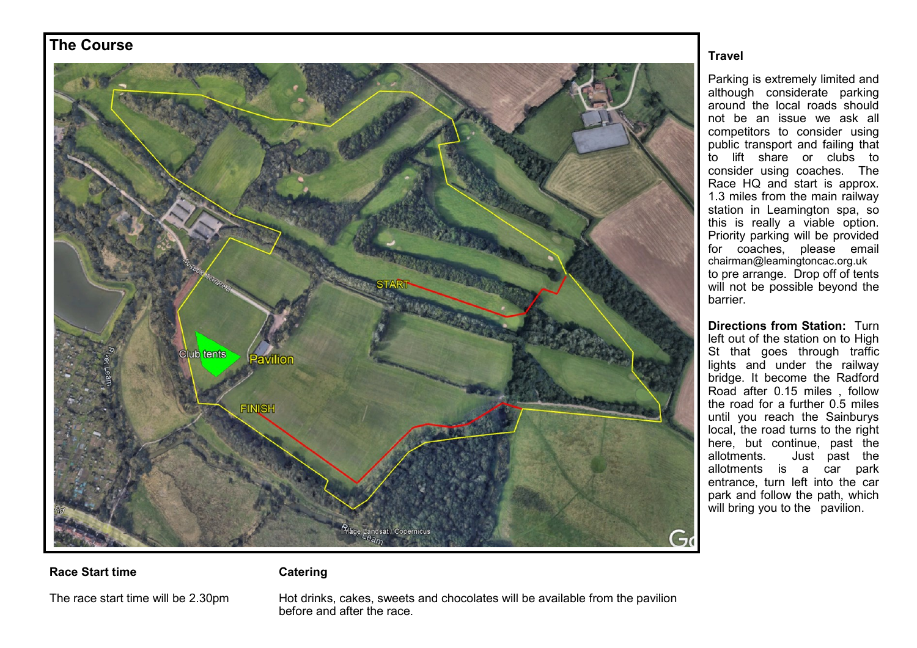## The Course

START

Club tents

Pavilion

FINISH

Newbold Terrace E

River Leam

Image Landsat / Copernicus

## Travel

Parking is extremely limited and although considerate parking around the local roads should not be an issue we ask all competitors to consider using public transport and failing that to lift share or clubs to consider using coaches. The Race HQ and start is approx. 1.3 miles from the main railway station in Leamington spa, so this is really a viable option. Priority parking will be provided for coaches, please email chairman@leamingtoncac.org.uk to pre arrange. Drop off of tents will not be possible beyond the barrier.

**Directions from Station:** Turn left out of the station on to High St that goes through traffic lights and under the railway bridge. It become the Radford Road after 0.15 miles , follow the road for a further 0.5 miles until you reach the Sainburys local, the road turns to the right here, but continue, past the allotments. Just past the allotments is a car park entrance, turn left into the car park and follow the path, which will bring you to the pavilion.

### Race Start time

The race start time will be 2.30pm

### Catering

Hot drinks, cakes, sweets and chocolates will be available from the pavilion before and after the race.